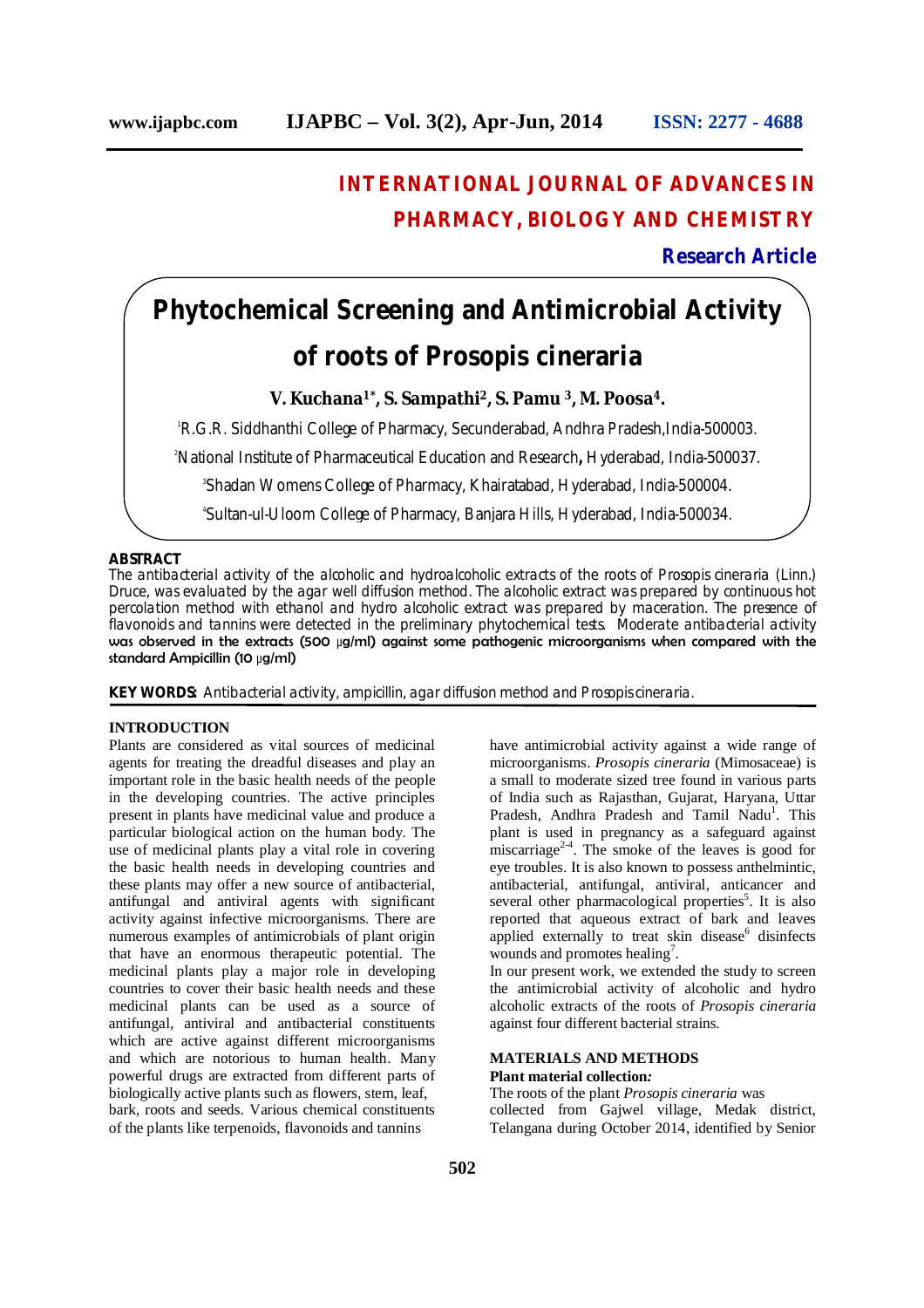# INTERNATIONAL JOURNAL OF ADVANCES IN PHARMACY, BIOLOGY AND CHEMISTRY

**Research Article**

# Phytochemical Screening and Antimicrobial Activity of roots of Prosopis cineraria

**V. Kuchana[1*], S. Sampathi[2], S. Pamu [3], M. Poosa[4].**

[1]R.G.R. Siddhanthi College of Pharmacy, Secunderabad, Andhra Pradesh,India-500003.

[2]National Institute of Pharmaceutical Education and Research**,** Hyderabad, India-500037.

[3]Shadan Womens College of Pharmacy, Khairatabad, Hyderabad, India-500004.

[4]Sultan-ul-Uloom College of Pharmacy, Banjara Hills, Hyderabad, India-500034.

**ABSTRACT**

The antibacterial activity of the alcoholic and hydroalcoholic extracts of the roots of Prosopis cineraria (Linn.) Druce, was evaluated by the agar well diffusion method. The alcoholic extract was prepared by continuous hot percolation method with ethanol and hydro alcoholic extract was prepared by maceration. The presence of flavonoids and tannins were detected in the preliminary phytochemical tests. Moderate antibacterial activity was observed in the extracts (500 µg/ml) against some pathogenic microorganisms when compared with the standard Ampicillin (10 µg/ml)

**KEY WORDS:** Antibacterial activity, ampicillin, agar diffusion method and Prosopis cineraria.

## INTRODUCTION

Plants are considered as vital sources of medicinal agents for treating the dreadful diseases and play an important role in the basic health needs of the people in the developing countries. The active principles present in plants have medicinal value and produce a particular biological action on the human body. The use of medicinal plants play a vital role in covering the basic health needs in developing countries and these plants may offer a new source of antibacterial, antifungal and antiviral agents with significant activity against infective microorganisms. There are numerous examples of antimicrobials of plant origin that have an enormous therapeutic potential. The medicinal plants play a major role in developing countries to cover their basic health needs and these medicinal plants can be used as a source of antifungal, antiviral and antibacterial constituents which are active against different microorganisms and which are notorious to human health. Many powerful drugs are extracted from different parts of biologically active plants such as flowers, stem, leaf, bark, roots and seeds. Various chemical constituents of the plants like terpenoids, flavonoids and tannins have antimicrobial activity against a wide range of microorganisms. *Prosopis cineraria* (Mimosaceae) is a small to moderate sized tree found in various parts of India such as Rajasthan, Gujarat, Haryana, Uttar Pradesh, Andhra Pradesh and Tamil Nadu[1]. This plant is used in pregnancy as a safeguard against miscarriage[2-4]. The smoke of the leaves is good for eye troubles. It is also known to possess anthelmintic, antibacterial, antifungal, antiviral, anticancer and several other pharmacological properties[5]. It is also reported that aqueous extract of bark and leaves applied externally to treat skin disease[6] disinfects wounds and promotes healing[7].

In our present work, we extended the study to screen the antimicrobial activity of alcoholic and hydro alcoholic extracts of the roots of *Prosopis cineraria* against four different bacterial strains.

## MATERIALS AND METHODS

**Plant material collection*:***

The roots of the plant *Prosopis cineraria* was collected from Gajwel village, Medak district, Telangana during October 2014, identified by Senior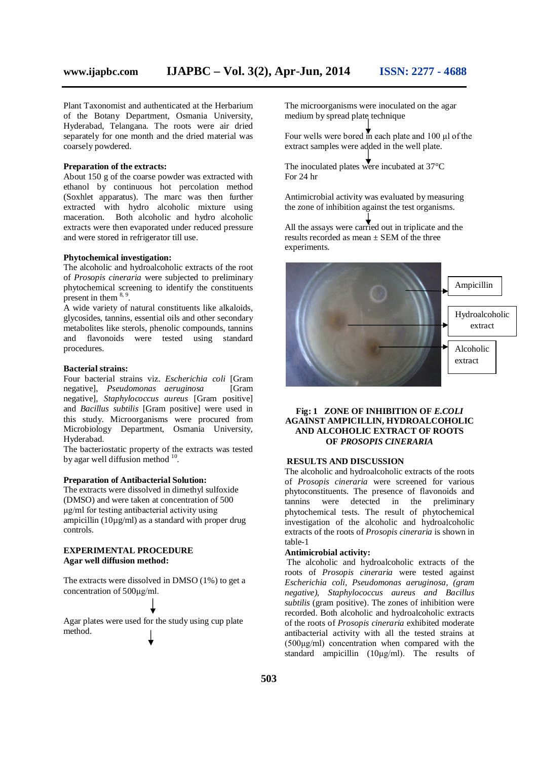Plant Taxonomist and authenticated at the Herbarium of the Botany Department, Osmania University, Hyderabad, Telangana. The roots were air dried separately for one month and the dried material was coarsely powdered.

**Preparation of the extracts:**

About 150 g of the coarse powder was extracted with ethanol by continuous hot percolation method (Soxhlet apparatus). The marc was then further extracted with hydro alcoholic mixture using maceration. Both alcoholic and hydro alcoholic extracts were then evaporated under reduced pressure and were stored in refrigerator till use.

**Phytochemical investigation:**

The alcoholic and hydroalcoholic extracts of the root of *Prosopis cineraria* were subjected to preliminary phytochemical screening to identify the constituents present in them [8, 9].

A wide variety of natural constituents like alkaloids, glycosides, tannins, essential oils and other secondary metabolites like sterols, phenolic compounds, tannins and flavonoids were tested using standard procedures.

**Bacterial strains:**

Four bacterial strains viz. *Escherichia coli* [Gram negative], *Pseudomonas aeruginosa* [Gram negative], *Staphylococcus aureus* [Gram positive] and *Bacillus subtilis* [Gram positive] were used in this study. Microorganisms were procured from Microbiology Department, Osmania University, Hyderabad.

The bacteriostatic property of the extracts was tested by agar well diffusion method [10].

**Preparation of Antibacterial Solution:**

The extracts were dissolved in dimethyl sulfoxide (DMSO) and were taken at concentration of 500 µg/ml for testing antibacterial activity using ampicillin (10µg/ml) as a standard with proper drug controls.

**EXPERIMENTAL PROCEDURE**

**Agar well diffusion method:**

The extracts were dissolved in DMSO (1%) to get a concentration of 500µg/ml.

↓

Agar plates were used for the study using cup plate method.

↓

The microorganisms were inoculated on the agar medium by spread plate technique

↓

Four wells were bored in each plate and 100 µl of the extract samples were added in the well plate.

↓

The inoculated plates were incubated at 37°C For 24 hr

Antimicrobial activity was evaluated by measuring the zone of inhibition against the test organisms.

↓

All the assays were carried out in triplicate and the results recorded as mean ± SEM of the three experiments.

Ampicillin

Hydroalcoholic extract

Alcoholic extract

**Fig: 1 ZONE OF INHIBITION OF *E.COLI* AGAINST AMPICILLIN, HYDROALCOHOLIC AND ALCOHOLIC EXTRACT OF ROOTS OF *PROSOPIS CINERARIA***

**RESULTS AND DISCUSSION**

The alcoholic and hydroalcoholic extracts of the roots of *Prosopis cineraria* were screened for various phytoconstituents. The presence of flavonoids and tannins were detected in the preliminary phytochemical tests. The result of phytochemical investigation of the alcoholic and hydroalcoholic extracts of the roots of *Prosopis cineraria* is shown in table-1

**Antimicrobial activity:**

The alcoholic and hydroalcoholic extracts of the roots of *Prosopis cineraria* were tested against *Escherichia coli, Pseudomonas aeruginosa, (gram negative), Staphylococcus aureus and Bacillus subtilis* (gram positive). The zones of inhibition were recorded. Both alcoholic and hydroalcoholic extracts of the roots of *Prosopis cineraria* exhibited moderate antibacterial activity with all the tested strains at (500µg/ml) concentration when compared with the standard ampicillin (10µg/ml). The results of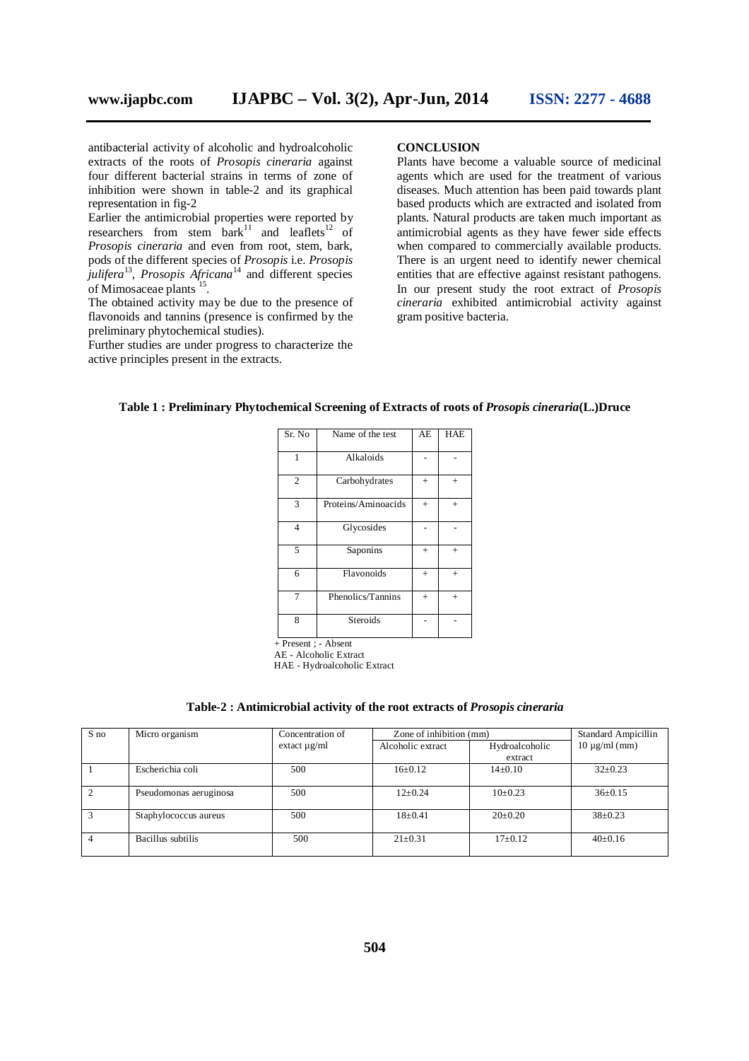antibacterial activity of alcoholic and hydroalcoholic extracts of the roots of *Prosopis cineraria* against four different bacterial strains in terms of zone of inhibition were shown in table-2 and its graphical representation in fig-2

Earlier the antimicrobial properties were reported by researchers from stem bark[11] and leaflets[12] of *Prosopis cineraria* and even from root, stem, bark, pods of the different species of *Prosopis* i.e. *Prosopis julifera*[13], *Prosopis Africana*[14] and different species of Mimosaceae plants [15].

The obtained activity may be due to the presence of flavonoids and tannins (presence is confirmed by the preliminary phytochemical studies).

Further studies are under progress to characterize the active principles present in the extracts.

## CONCLUSION

Plants have become a valuable source of medicinal agents which are used for the treatment of various diseases. Much attention has been paid towards plant based products which are extracted and isolated from plants. Natural products are taken much important as antimicrobial agents as they have fewer side effects when compared to commercially available products. There is an urgent need to identify newer chemical entities that are effective against resistant pathogens. In our present study the root extract of *Prosopis cineraria* exhibited antimicrobial activity against gram positive bacteria.

**Table 1 : Preliminary Phytochemical Screening of Extracts of roots of *Prosopis cineraria*(L.)Druce**

| Sr. No | Name of the test | AE | HAE |
|---|---|---|---|
| 1 | Alkaloids | - | - |
| 2 | Carbohydrates | + | + |
| 3 | Proteins/Aminoacids | + | + |
| 4 | Glycosides | - | - |
| 5 | Saponins | + | + |
| 6 | Flavonoids | + | + |
| 7 | Phenolics/Tannins | + | + |
| 8 | Steroids | - | - |

+ Present ; - Absent
AE - Alcoholic Extract
HAE - Hydroalcoholic Extract

**Table-2 : Antimicrobial activity of the root extracts of *Prosopis cineraria***

| S no | Micro organism | Concentration of extact µg/ml | Zone of inhibition (mm) | | Standard Ampicillin 10 µg/ml (mm) |
|---|---|---|---|---|---|
| | | | Alcoholic extract | Hydroalcoholic extract | |
| 1 | Escherichia coli | 500 | 16±0.12 | 14±0.10 | 32±0.23 |
| 2 | Pseudomonas aeruginosa | 500 | 12±0.24 | 10±0.23 | 36±0.15 |
| 3 | Staphylococcus aureus | 500 | 18±0.41 | 20±0.20 | 38±0.23 |
| 4 | Bacillus subtilis | 500 | 21±0.31 | 17±0.12 | 40±0.16 |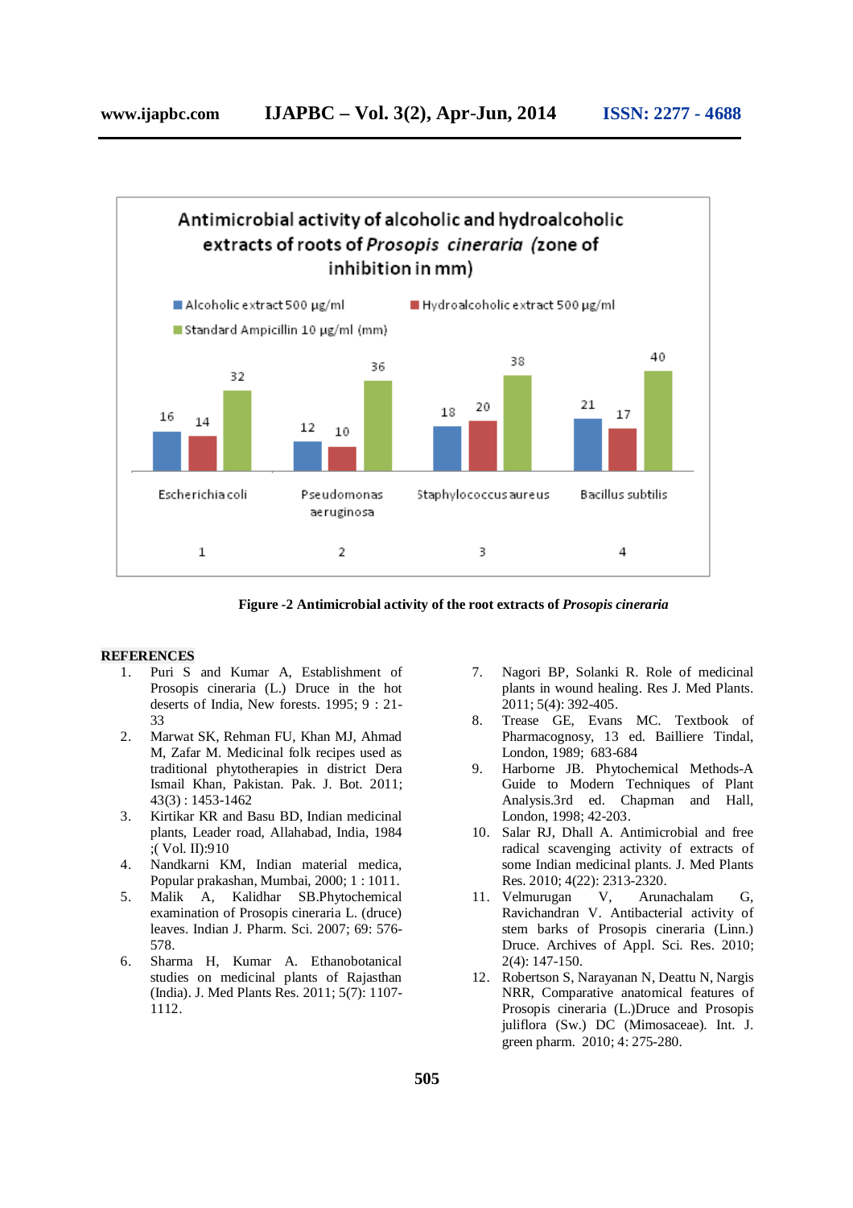Antimicrobial activity of alcoholic and hydroalcoholic extracts of roots of *Prosopis cineraria* (zone of inhibition in mm)

| | 1 Escherichia coli | 2 Pseudomonas aeruginosa | 3 Staphylococcus aureus | 4 Bacillus subtilis |
|---|---|---|---|---|
| Alcoholic extract 500 µg/ml | 16 | 12 | 18 | 21 |
| Hydroalcoholic extract 500 µg/ml | 14 | 10 | 20 | 17 |
| Standard Ampicillin 10 µg/ml (mm) | 32 | 36 | 38 | 40 |

**Figure -2 Antimicrobial activity of the root extracts of *Prosopis cineraria***

## REFERENCES

1. Puri S and Kumar A, Establishment of Prosopis cineraria (L.) Druce in the hot deserts of India, New forests. 1995; 9 : 21-33
2. Marwat SK, Rehman FU, Khan MJ, Ahmad M, Zafar M. Medicinal folk recipes used as traditional phytotherapies in district Dera Ismail Khan, Pakistan. Pak. J. Bot. 2011; 43(3) : 1453-1462
3. Kirtikar KR and Basu BD, Indian medicinal plants, Leader road, Allahabad, India, 1984 ;( Vol. II):910
4. Nandkarni KM, Indian material medica, Popular prakashan, Mumbai, 2000; 1 : 1011.
5. Malik A, Kalidhar SB.Phytochemical examination of Prosopis cineraria L. (druce) leaves. Indian J. Pharm. Sci. 2007; 69: 576-578.
6. Sharma H, Kumar A. Ethnobotanical studies on medicinal plants of Rajasthan (India). J. Med Plants Res. 2011; 5(7): 1107-1112.
7. Nagori BP, Solanki R. Role of medicinal plants in wound healing. Res J. Med Plants. 2011; 5(4): 392-405.
8. Trease GE, Evans MC. Textbook of Pharmacognosy, 13 ed. Bailliere Tindal, London, 1989; 683-684
9. Harborne JB. Phytochemical Methods-A Guide to Modern Techniques of Plant Analysis.3rd ed. Chapman and Hall, London, 1998; 42-203.
10. Salar RJ, Dhall A. Antimicrobial and free radical scavenging activity of extracts of some Indian medicinal plants. J. Med Plants Res. 2010; 4(22): 2313-2320.
11. Velmurugan V, Arunachalam G, Ravichandran V. Antibacterial activity of stem barks of Prosopis cineraria (Linn.) Druce. Archives of Appl. Sci. Res. 2010; 2(4): 147-150.
12. Robertson S, Narayanan N, Deattu N, Nargis NRR, Comparative anatomical features of Prosopis cineraria (L.)Druce and Prosopis juliflora (Sw.) DC (Mimosaceae). Int. J. green pharm. 2010; 4: 275-280.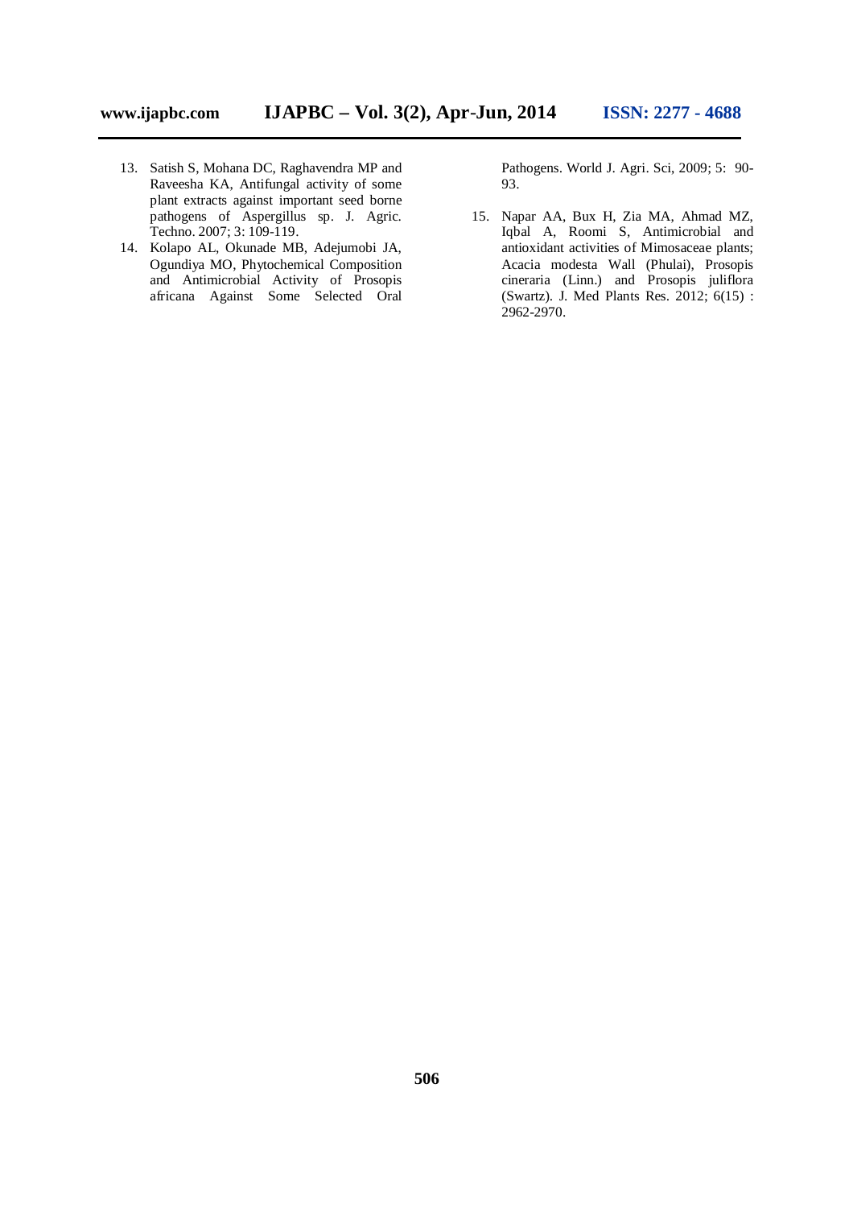13. Satish S, Mohana DC, Raghavendra MP and Raveesha KA, Antifungal activity of some plant extracts against important seed borne pathogens of Aspergillus sp. J. Agric. Techno. 2007; 3: 109-119.
14. Kolapo AL, Okunade MB, Adejumobi JA, Ogundiya MO, Phytochemical Composition and Antimicrobial Activity of Prosopis africana Against Some Selected Oral Pathogens. World J. Agri. Sci, 2009; 5: 90-93.
15. Napar AA, Bux H, Zia MA, Ahmad MZ, Iqbal A, Roomi S, Antimicrobial and antioxidant activities of Mimosaceae plants; Acacia modesta Wall (Phulai), Prosopis cineraria (Linn.) and Prosopis juliflora (Swartz). J. Med Plants Res. 2012; 6(15) : 2962-2970.